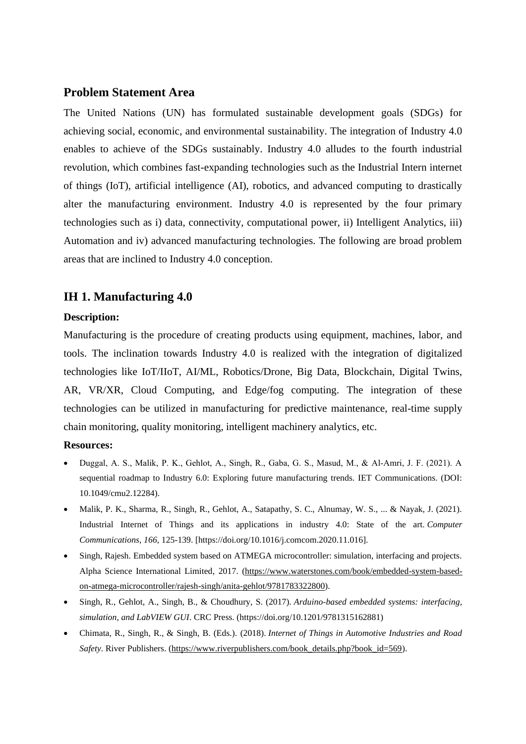## Problem Statement Area

The United Nations (UN) has formulated sustainable development goals (SDGs) for achieving social, economic, and environmental sustainability. The integration of Industry 4.0 enables to achieve of the SDGs sustainably. Industry 4.0 alludes to the fourth industrial revolution, which combines fast-expanding technologies such as the Industrial Intern internet of things (IoT), artificial intelligence (AI), robotics, and advanced computing to drastically alter the manufacturing environment. Industry 4.0 is represented by the four primary technologies such as i) data, connectivity, computational power, ii) Intelligent Analytics, iii) Automation and iv) advanced manufacturing technologies. The following are broad problem areas that are inclined to Industry 4.0 conception.

## IH 1. Manufacturing 4.0

**Description:**

Manufacturing is the procedure of creating products using equipment, machines, labor, and tools. The inclination towards Industry 4.0 is realized with the integration of digitalized technologies like IoT/IIoT, AI/ML, Robotics/Drone, Big Data, Blockchain, Digital Twins, AR, VR/XR, Cloud Computing, and Edge/fog computing. The integration of these technologies can be utilized in manufacturing for predictive maintenance, real-time supply chain monitoring, quality monitoring, intelligent machinery analytics, etc.

**Resources:**

- Duggal, A. S., Malik, P. K., Gehlot, A., Singh, R., Gaba, G. S., Masud, M., & Al-Amri, J. F. (2021). A sequential roadmap to Industry 6.0: Exploring future manufacturing trends. IET Communications. (DOI: 10.1049/cmu2.12284).
- Malik, P. K., Sharma, R., Singh, R., Gehlot, A., Satapathy, S. C., Alnumay, W. S., ... & Nayak, J. (2021). Industrial Internet of Things and its applications in industry 4.0: State of the art. *Computer Communications*, *166*, 125-139. [https://doi.org/10.1016/j.comcom.2020.11.016].
- Singh, Rajesh. Embedded system based on ATMEGA microcontroller: simulation, interfacing and projects. Alpha Science International Limited, 2017. (https://www.waterstones.com/book/embedded-system-based-on-atmega-microcontroller/rajesh-singh/anita-gehlot/9781783322800).
- Singh, R., Gehlot, A., Singh, B., & Choudhury, S. (2017). *Arduino-based embedded systems: interfacing, simulation, and LabVIEW GUI*. CRC Press. (https://doi.org/10.1201/9781315162881)
- Chimata, R., Singh, R., & Singh, B. (Eds.). (2018). *Internet of Things in Automotive Industries and Road Safety*. River Publishers. (https://www.riverpublishers.com/book_details.php?book_id=569).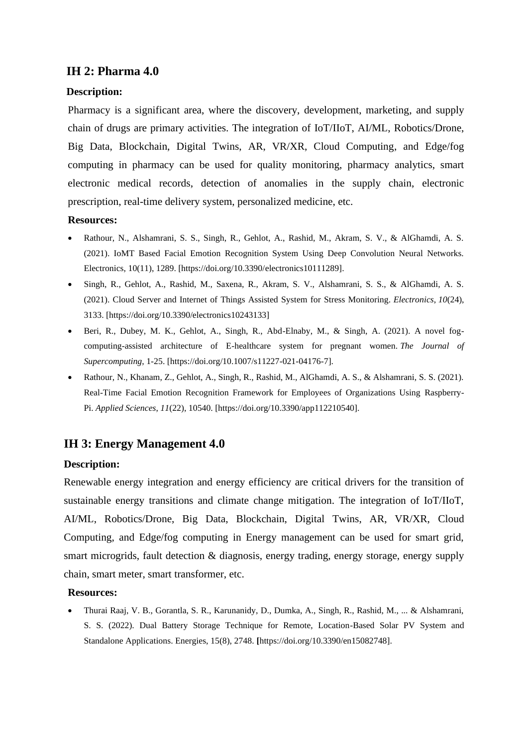## IH 2: Pharma 4.0

**Description:**

Pharmacy is a significant area, where the discovery, development, marketing, and supply chain of drugs are primary activities. The integration of IoT/IIoT, AI/ML, Robotics/Drone, Big Data, Blockchain, Digital Twins, AR, VR/XR, Cloud Computing, and Edge/fog computing in pharmacy can be used for quality monitoring, pharmacy analytics, smart electronic medical records, detection of anomalies in the supply chain, electronic prescription, real-time delivery system, personalized medicine, etc.

**Resources:**

- Rathour, N., Alshamrani, S. S., Singh, R., Gehlot, A., Rashid, M., Akram, S. V., & AlGhamdi, A. S. (2021). IoMT Based Facial Emotion Recognition System Using Deep Convolution Neural Networks. Electronics, 10(11), 1289. [https://doi.org/10.3390/electronics10111289].
- Singh, R., Gehlot, A., Rashid, M., Saxena, R., Akram, S. V., Alshamrani, S. S., & AlGhamdi, A. S. (2021). Cloud Server and Internet of Things Assisted System for Stress Monitoring. *Electronics*, *10*(24), 3133. [https://doi.org/10.3390/electronics10243133]
- Beri, R., Dubey, M. K., Gehlot, A., Singh, R., Abd-Elnaby, M., & Singh, A. (2021). A novel fog-computing-assisted architecture of E-healthcare system for pregnant women. *The Journal of Supercomputing*, 1-25. [https://doi.org/10.1007/s11227-021-04176-7].
- Rathour, N., Khanam, Z., Gehlot, A., Singh, R., Rashid, M., AlGhamdi, A. S., & Alshamrani, S. S. (2021). Real-Time Facial Emotion Recognition Framework for Employees of Organizations Using Raspberry-Pi. *Applied Sciences*, *11*(22), 10540. [https://doi.org/10.3390/app112210540].

## IH 3: Energy Management 4.0

**Description:**

Renewable energy integration and energy efficiency are critical drivers for the transition of sustainable energy transitions and climate change mitigation. The integration of IoT/IIoT, AI/ML, Robotics/Drone, Big Data, Blockchain, Digital Twins, AR, VR/XR, Cloud Computing, and Edge/fog computing in Energy management can be used for smart grid, smart microgrids, fault detection & diagnosis, energy trading, energy storage, energy supply chain, smart meter, smart transformer, etc.

**Resources:**

- Thurai Raaj, V. B., Gorantla, S. R., Karunanidy, D., Dumka, A., Singh, R., Rashid, M., ... & Alshamrani, S. S. (2022). Dual Battery Storage Technique for Remote, Location-Based Solar PV System and Standalone Applications. Energies, 15(8), 2748. **[**https://doi.org/10.3390/en15082748].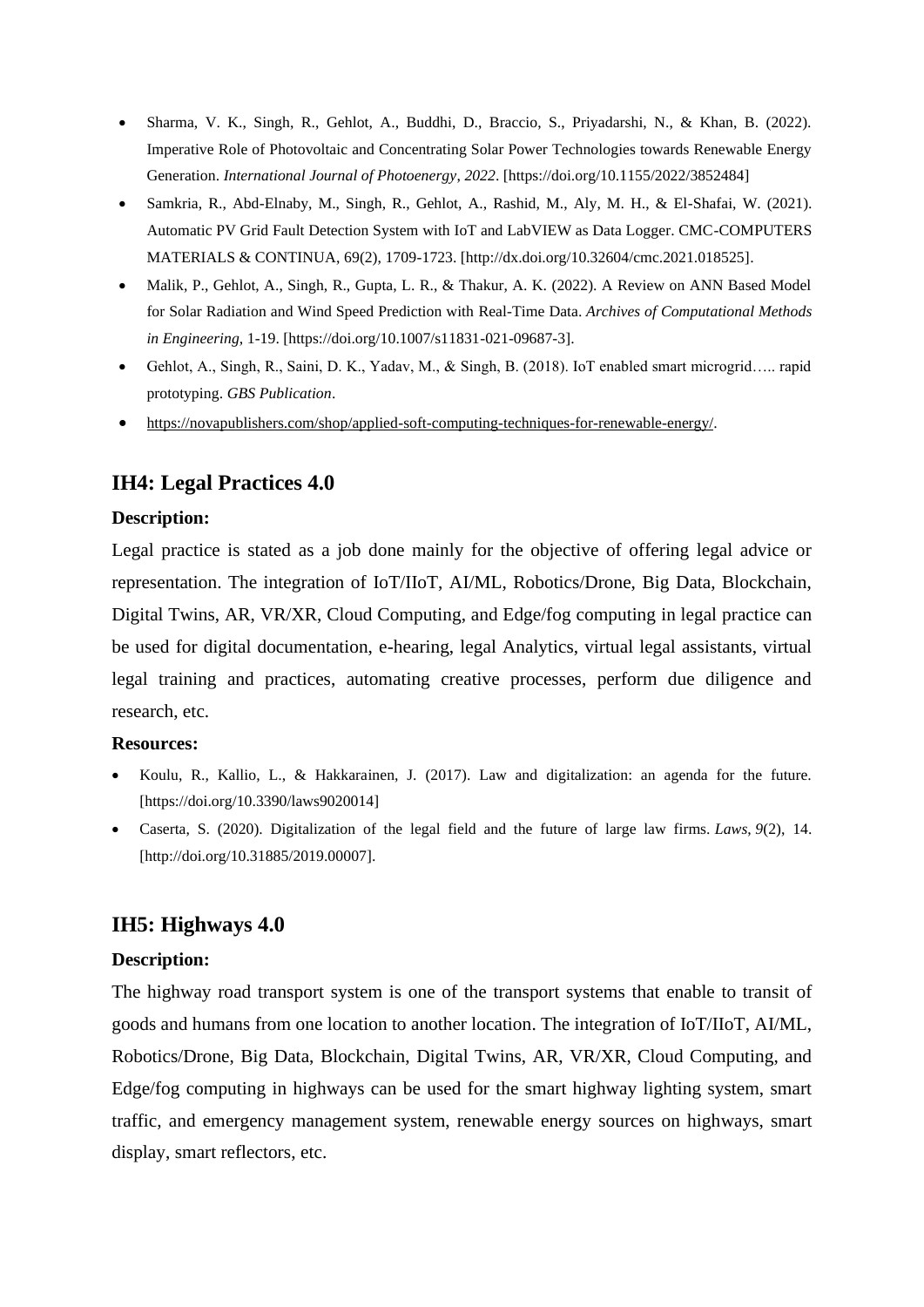- Sharma, V. K., Singh, R., Gehlot, A., Buddhi, D., Braccio, S., Priyadarshi, N., & Khan, B. (2022). Imperative Role of Photovoltaic and Concentrating Solar Power Technologies towards Renewable Energy Generation. *International Journal of Photoenergy*, *2022*. [https://doi.org/10.1155/2022/3852484]
- Samkria, R., Abd-Elnaby, M., Singh, R., Gehlot, A., Rashid, M., Aly, M. H., & El-Shafai, W. (2021). Automatic PV Grid Fault Detection System with IoT and LabVIEW as Data Logger. CMC-COMPUTERS MATERIALS & CONTINUA, 69(2), 1709-1723. [http://dx.doi.org/10.32604/cmc.2021.018525].
- Malik, P., Gehlot, A., Singh, R., Gupta, L. R., & Thakur, A. K. (2022). A Review on ANN Based Model for Solar Radiation and Wind Speed Prediction with Real-Time Data. *Archives of Computational Methods in Engineering*, 1-19. [https://doi.org/10.1007/s11831-021-09687-3].
- Gehlot, A., Singh, R., Saini, D. K., Yadav, M., & Singh, B. (2018). IoT enabled smart microgrid….. rapid prototyping. *GBS Publication*.
- https://novapublishers.com/shop/applied-soft-computing-techniques-for-renewable-energy/.

## IH4: Legal Practices 4.0

**Description:**

Legal practice is stated as a job done mainly for the objective of offering legal advice or representation. The integration of IoT/IIoT, AI/ML, Robotics/Drone, Big Data, Blockchain, Digital Twins, AR, VR/XR, Cloud Computing, and Edge/fog computing in legal practice can be used for digital documentation, e-hearing, legal Analytics, virtual legal assistants, virtual legal training and practices, automating creative processes, perform due diligence and research, etc.

**Resources:**

- Koulu, R., Kallio, L., & Hakkarainen, J. (2017). Law and digitalization: an agenda for the future. [https://doi.org/10.3390/laws9020014]
- Caserta, S. (2020). Digitalization of the legal field and the future of large law firms. *Laws*, *9*(2), 14. [http://doi.org/10.31885/2019.00007].

## IH5: Highways 4.0

**Description:**

The highway road transport system is one of the transport systems that enable to transit of goods and humans from one location to another location. The integration of IoT/IIoT, AI/ML, Robotics/Drone, Big Data, Blockchain, Digital Twins, AR, VR/XR, Cloud Computing, and Edge/fog computing in highways can be used for the smart highway lighting system, smart traffic, and emergency management system, renewable energy sources on highways, smart display, smart reflectors, etc.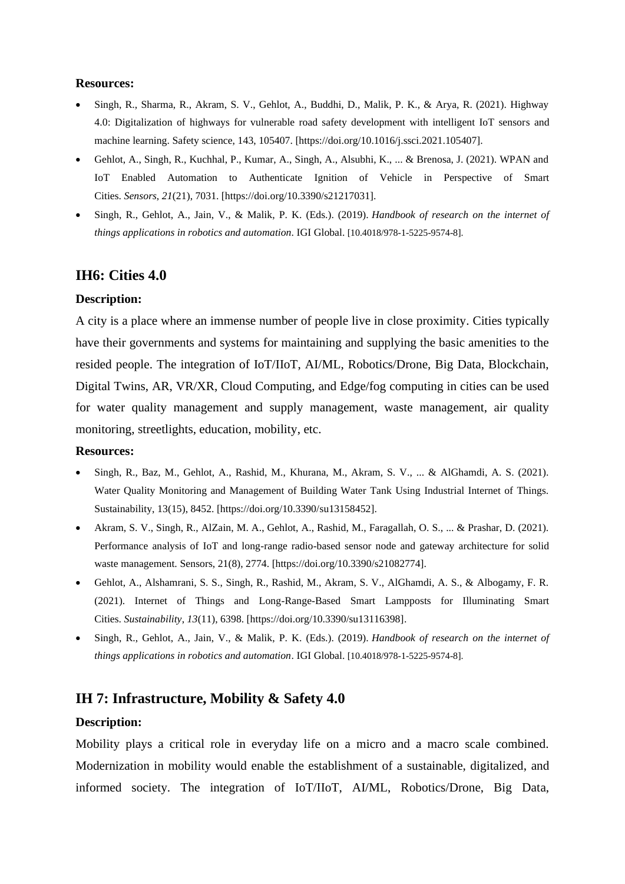**Resources:**

- Singh, R., Sharma, R., Akram, S. V., Gehlot, A., Buddhi, D., Malik, P. K., & Arya, R. (2021). Highway 4.0: Digitalization of highways for vulnerable road safety development with intelligent IoT sensors and machine learning. Safety science, 143, 105407. [https://doi.org/10.1016/j.ssci.2021.105407].
- Gehlot, A., Singh, R., Kuchhal, P., Kumar, A., Singh, A., Alsubhi, K., ... & Brenosa, J. (2021). WPAN and IoT Enabled Automation to Authenticate Ignition of Vehicle in Perspective of Smart Cities. *Sensors*, *21*(21), 7031. [https://doi.org/10.3390/s21217031].
- Singh, R., Gehlot, A., Jain, V., & Malik, P. K. (Eds.). (2019). *Handbook of research on the internet of things applications in robotics and automation*. IGI Global. [10.4018/978-1-5225-9574-8].

## IH6: Cities 4.0

**Description:**

A city is a place where an immense number of people live in close proximity. Cities typically have their governments and systems for maintaining and supplying the basic amenities to the resided people. The integration of IoT/IIoT, AI/ML, Robotics/Drone, Big Data, Blockchain, Digital Twins, AR, VR/XR, Cloud Computing, and Edge/fog computing in cities can be used for water quality management and supply management, waste management, air quality monitoring, streetlights, education, mobility, etc.

**Resources:**

- Singh, R., Baz, M., Gehlot, A., Rashid, M., Khurana, M., Akram, S. V., ... & AlGhamdi, A. S. (2021). Water Quality Monitoring and Management of Building Water Tank Using Industrial Internet of Things. Sustainability, 13(15), 8452. [https://doi.org/10.3390/su13158452].
- Akram, S. V., Singh, R., AlZain, M. A., Gehlot, A., Rashid, M., Faragallah, O. S., ... & Prashar, D. (2021). Performance analysis of IoT and long-range radio-based sensor node and gateway architecture for solid waste management. Sensors, 21(8), 2774. [https://doi.org/10.3390/s21082774].
- Gehlot, A., Alshamrani, S. S., Singh, R., Rashid, M., Akram, S. V., AlGhamdi, A. S., & Albogamy, F. R. (2021). Internet of Things and Long-Range-Based Smart Lampposts for Illuminating Smart Cities. *Sustainability*, *13*(11), 6398. [https://doi.org/10.3390/su13116398].
- Singh, R., Gehlot, A., Jain, V., & Malik, P. K. (Eds.). (2019). *Handbook of research on the internet of things applications in robotics and automation*. IGI Global. [10.4018/978-1-5225-9574-8].

## IH 7: Infrastructure, Mobility & Safety 4.0

**Description:**

Mobility plays a critical role in everyday life on a micro and a macro scale combined. Modernization in mobility would enable the establishment of a sustainable, digitalized, and informed society. The integration of IoT/IIoT, AI/ML, Robotics/Drone, Big Data,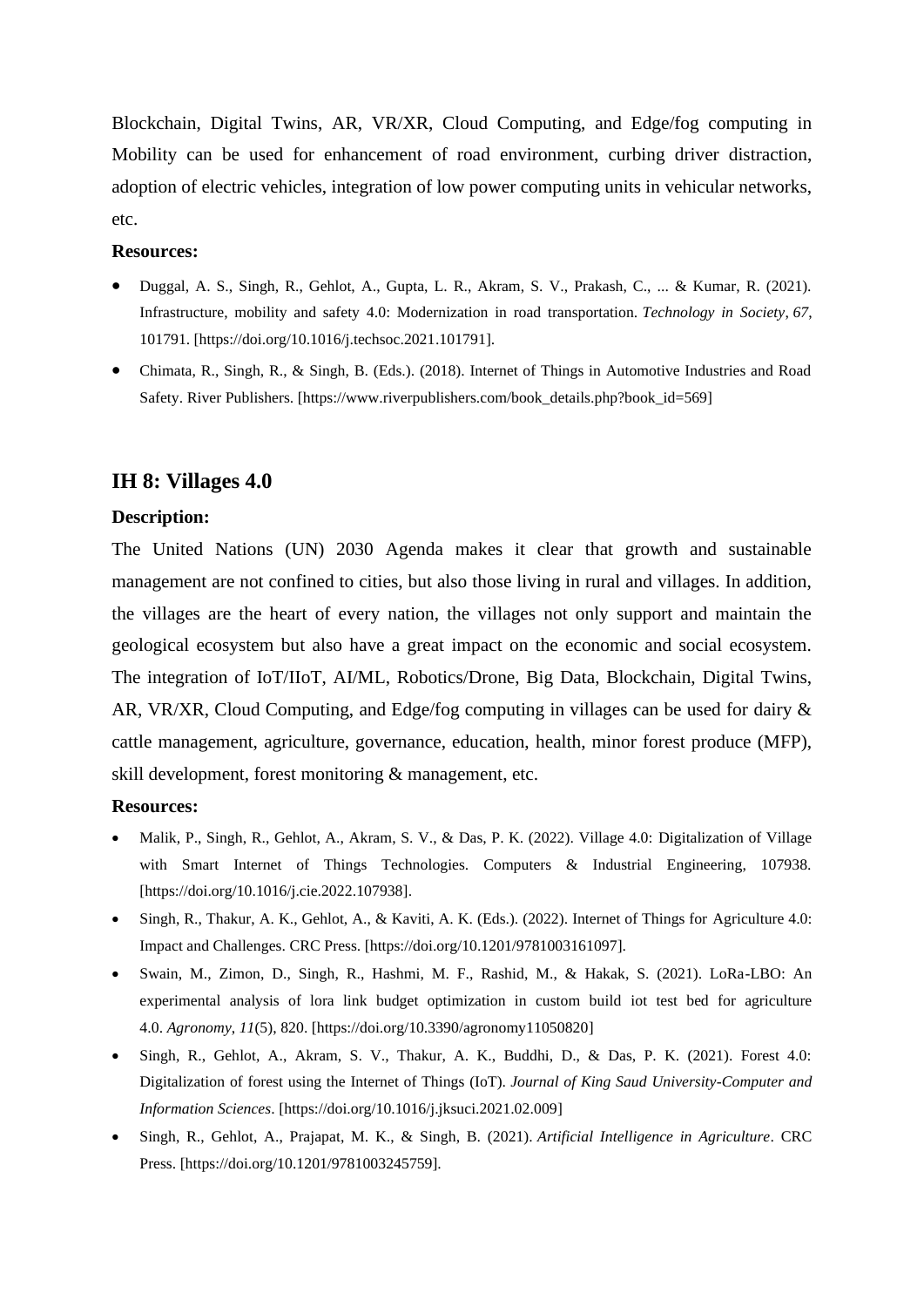Blockchain, Digital Twins, AR, VR/XR, Cloud Computing, and Edge/fog computing in Mobility can be used for enhancement of road environment, curbing driver distraction, adoption of electric vehicles, integration of low power computing units in vehicular networks, etc.

**Resources:**

- Duggal, A. S., Singh, R., Gehlot, A., Gupta, L. R., Akram, S. V., Prakash, C., ... & Kumar, R. (2021). Infrastructure, mobility and safety 4.0: Modernization in road transportation. *Technology in Society*, *67*, 101791. [https://doi.org/10.1016/j.techsoc.2021.101791].
- Chimata, R., Singh, R., & Singh, B. (Eds.). (2018). Internet of Things in Automotive Industries and Road Safety. River Publishers. [https://www.riverpublishers.com/book_details.php?book_id=569]

## IH 8: Villages 4.0

**Description:**

The United Nations (UN) 2030 Agenda makes it clear that growth and sustainable management are not confined to cities, but also those living in rural and villages. In addition, the villages are the heart of every nation, the villages not only support and maintain the geological ecosystem but also have a great impact on the economic and social ecosystem. The integration of IoT/IIoT, AI/ML, Robotics/Drone, Big Data, Blockchain, Digital Twins, AR, VR/XR, Cloud Computing, and Edge/fog computing in villages can be used for dairy & cattle management, agriculture, governance, education, health, minor forest produce (MFP), skill development, forest monitoring & management, etc.

**Resources:**

- Malik, P., Singh, R., Gehlot, A., Akram, S. V., & Das, P. K. (2022). Village 4.0: Digitalization of Village with Smart Internet of Things Technologies. Computers & Industrial Engineering, 107938. [https://doi.org/10.1016/j.cie.2022.107938].
- Singh, R., Thakur, A. K., Gehlot, A., & Kaviti, A. K. (Eds.). (2022). Internet of Things for Agriculture 4.0: Impact and Challenges. CRC Press. [https://doi.org/10.1201/9781003161097].
- Swain, M., Zimon, D., Singh, R., Hashmi, M. F., Rashid, M., & Hakak, S. (2021). LoRa-LBO: An experimental analysis of lora link budget optimization in custom build iot test bed for agriculture 4.0. *Agronomy*, *11*(5), 820. [https://doi.org/10.3390/agronomy11050820]
- Singh, R., Gehlot, A., Akram, S. V., Thakur, A. K., Buddhi, D., & Das, P. K. (2021). Forest 4.0: Digitalization of forest using the Internet of Things (IoT). *Journal of King Saud University-Computer and Information Sciences*. [https://doi.org/10.1016/j.jksuci.2021.02.009]
- Singh, R., Gehlot, A., Prajapat, M. K., & Singh, B. (2021). *Artificial Intelligence in Agriculture*. CRC Press. [https://doi.org/10.1201/9781003245759].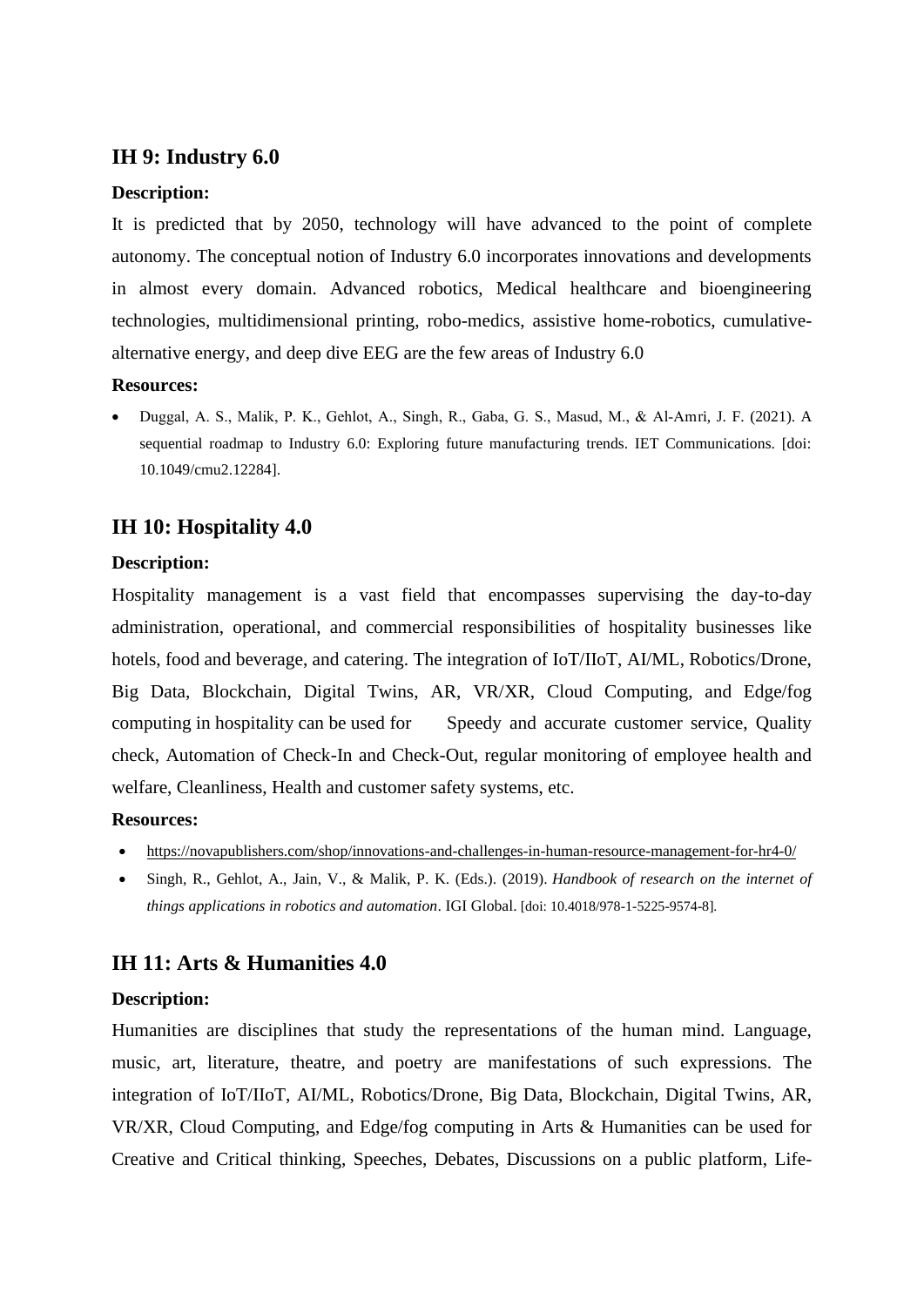## IH 9: Industry 6.0

**Description:**

It is predicted that by 2050, technology will have advanced to the point of complete autonomy. The conceptual notion of Industry 6.0 incorporates innovations and developments in almost every domain. Advanced robotics, Medical healthcare and bioengineering technologies, multidimensional printing, robo-medics, assistive home-robotics, cumulative-alternative energy, and deep dive EEG are the few areas of Industry 6.0

**Resources:**

- Duggal, A. S., Malik, P. K., Gehlot, A., Singh, R., Gaba, G. S., Masud, M., & Al-Amri, J. F. (2021). A sequential roadmap to Industry 6.0: Exploring future manufacturing trends. IET Communications. [doi: 10.1049/cmu2.12284].

## IH 10: Hospitality 4.0

**Description:**

Hospitality management is a vast field that encompasses supervising the day-to-day administration, operational, and commercial responsibilities of hospitality businesses like hotels, food and beverage, and catering. The integration of IoT/IIoT, AI/ML, Robotics/Drone, Big Data, Blockchain, Digital Twins, AR, VR/XR, Cloud Computing, and Edge/fog computing in hospitality can be used for Speedy and accurate customer service, Quality check, Automation of Check-In and Check-Out, regular monitoring of employee health and welfare, Cleanliness, Health and customer safety systems, etc.

**Resources:**

- https://novapublishers.com/shop/innovations-and-challenges-in-human-resource-management-for-hr4-0/
- Singh, R., Gehlot, A., Jain, V., & Malik, P. K. (Eds.). (2019). *Handbook of research on the internet of things applications in robotics and automation*. IGI Global. [doi: 10.4018/978-1-5225-9574-8].

## IH 11: Arts & Humanities 4.0

**Description:**

Humanities are disciplines that study the representations of the human mind. Language, music, art, literature, theatre, and poetry are manifestations of such expressions. The integration of IoT/IIoT, AI/ML, Robotics/Drone, Big Data, Blockchain, Digital Twins, AR, VR/XR, Cloud Computing, and Edge/fog computing in Arts & Humanities can be used for Creative and Critical thinking, Speeches, Debates, Discussions on a public platform, Life-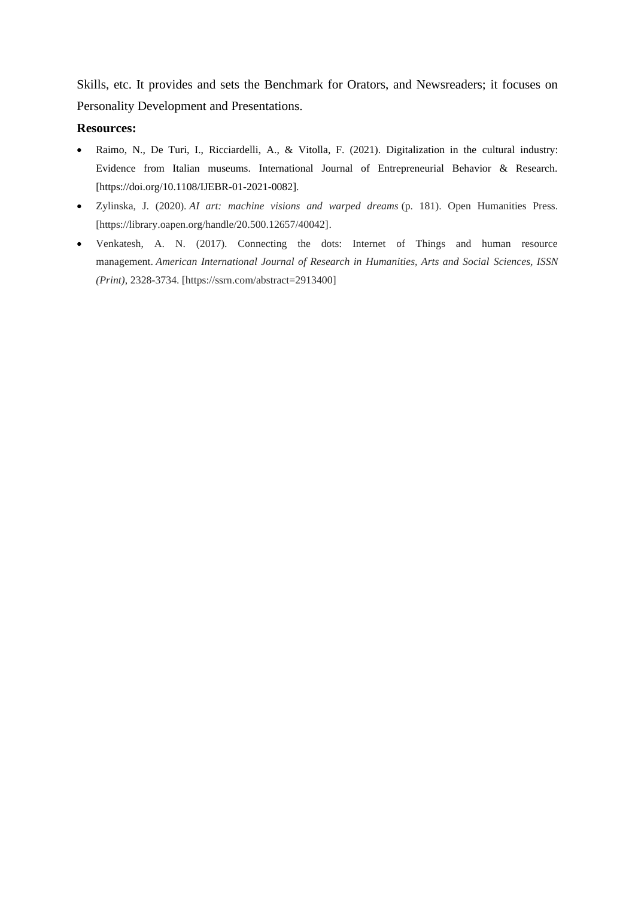Skills, etc. It provides and sets the Benchmark for Orators, and Newsreaders; it focuses on Personality Development and Presentations.

**Resources:**

- Raimo, N., De Turi, I., Ricciardelli, A., & Vitolla, F. (2021). Digitalization in the cultural industry: Evidence from Italian museums. International Journal of Entrepreneurial Behavior & Research. [https://doi.org/10.1108/IJEBR-01-2021-0082].
- Zylinska, J. (2020). *AI art: machine visions and warped dreams* (p. 181). Open Humanities Press. [https://library.oapen.org/handle/20.500.12657/40042].
- Venkatesh, A. N. (2017). Connecting the dots: Internet of Things and human resource management. *American International Journal of Research in Humanities, Arts and Social Sciences, ISSN (Print)*, 2328-3734. [https://ssrn.com/abstract=2913400]